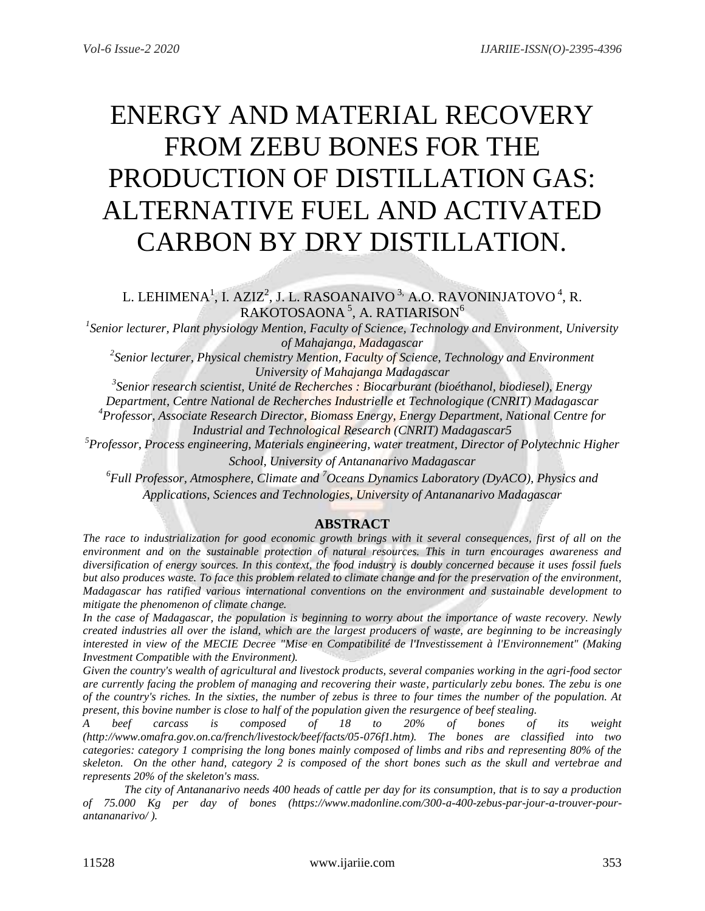# ENERGY AND MATERIAL RECOVERY FROM ZEBU BONES FOR THE PRODUCTION OF DISTILLATION GAS: ALTERNATIVE FUEL AND ACTIVATED CARBON BY DRY DISTILLATION.

L. LEHIMENA[1], I. AZIZ[2], J. L. RASOANAIVO [3], A.O. RAVONINJATOVO [4], R. RAKOTOSAONA [5], A. RATIARISON[6]

[1]*Senior lecturer, Plant physiology Mention, Faculty of Science, Technology and Environment, University of Mahajanga, Madagascar*

[2]*Senior lecturer, Physical chemistry Mention, Faculty of Science, Technology and Environment University of Mahajanga Madagascar*

[3]*Senior research scientist, Unité de Recherches : Biocarburant (bioéthanol, biodiesel), Energy Department, Centre National de Recherches Industrielle et Technologique (CNRIT) Madagascar*

[4]*Professor, Associate Research Director, Biomass Energy, Energy Department, National Centre for Industrial and Technological Research (CNRIT) Madagascar5*

[5]*Professor, Process engineering, Materials engineering, water treatment, Director of Polytechnic Higher School, University of Antananarivo Madagascar*

[6]*Full Professor, Atmosphere, Climate and* [7]*Oceans Dynamics Laboratory (DyACO), Physics and Applications, Sciences and Technologies, University of Antananarivo Madagascar*

## ABSTRACT

*The race to industrialization for good economic growth brings with it several consequences, first of all on the environment and on the sustainable protection of natural resources. This in turn encourages awareness and diversification of energy sources. In this context, the food industry is doubly concerned because it uses fossil fuels but also produces waste. To face this problem related to climate change and for the preservation of the environment, Madagascar has ratified various international conventions on the environment and sustainable development to mitigate the phenomenon of climate change.*

*In the case of Madagascar, the population is beginning to worry about the importance of waste recovery. Newly created industries all over the island, which are the largest producers of waste, are beginning to be increasingly interested in view of the MECIE Decree "Mise en Compatibilité de l'Investissement à l'Environnement" (Making Investment Compatible with the Environment).*

*Given the country's wealth of agricultural and livestock products, several companies working in the agri-food sector are currently facing the problem of managing and recovering their waste, particularly zebu bones. The zebu is one of the country's riches. In the sixties, the number of zebus is three to four times the number of the population. At present, this bovine number is close to half of the population given the resurgence of beef stealing.*

*A beef carcass is composed of 18 to 20% of bones of its weight (http://www.omafra.gov.on.ca/french/livestock/beef/facts/05-076f1.htm). The bones are classified into two categories: category 1 comprising the long bones mainly composed of limbs and ribs and representing 80% of the skeleton. On the other hand, category 2 is composed of the short bones such as the skull and vertebrae and represents 20% of the skeleton's mass.*

*The city of Antananarivo needs 400 heads of cattle per day for its consumption, that is to say a production of 75.000 Kg per day of bones (https://www.madonline.com/300-a-400-zebus-par-jour-a-trouver-pour-antananarivo/ ).*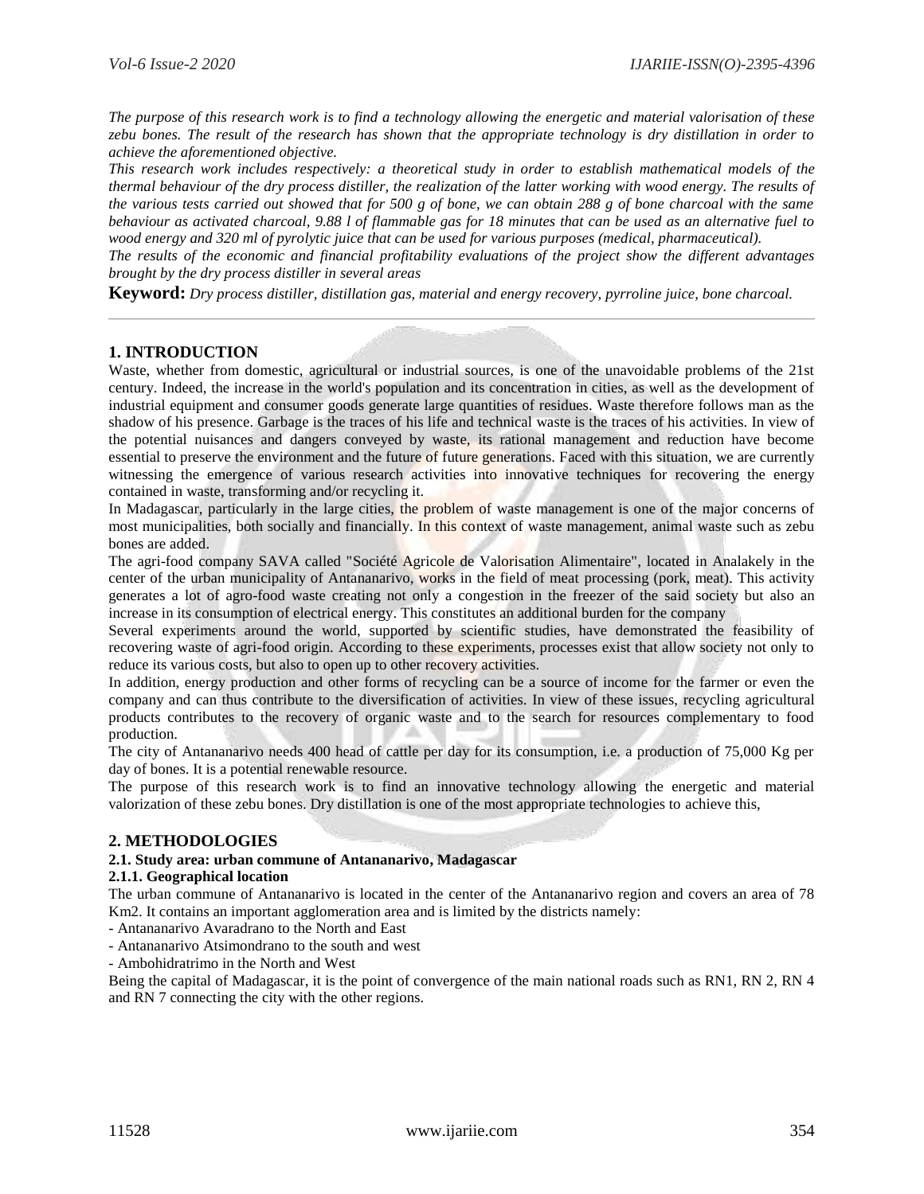*The purpose of this research work is to find a technology allowing the energetic and material valorisation of these zebu bones. The result of the research has shown that the appropriate technology is dry distillation in order to achieve the aforementioned objective.*

*This research work includes respectively: a theoretical study in order to establish mathematical models of the thermal behaviour of the dry process distiller, the realization of the latter working with wood energy. The results of the various tests carried out showed that for 500 g of bone, we can obtain 288 g of bone charcoal with the same behaviour as activated charcoal, 9.88 l of flammable gas for 18 minutes that can be used as an alternative fuel to wood energy and 320 ml of pyrolytic juice that can be used for various purposes (medical, pharmaceutical).*

*The results of the economic and financial profitability evaluations of the project show the different advantages brought by the dry process distiller in several areas*

**Keyword:** *Dry process distiller, distillation gas, material and energy recovery, pyrroline juice, bone charcoal.*

## 1. INTRODUCTION

Waste, whether from domestic, agricultural or industrial sources, is one of the unavoidable problems of the 21st century. Indeed, the increase in the world's population and its concentration in cities, as well as the development of industrial equipment and consumer goods generate large quantities of residues. Waste therefore follows man as the shadow of his presence. Garbage is the traces of his life and technical waste is the traces of his activities. In view of the potential nuisances and dangers conveyed by waste, its rational management and reduction have become essential to preserve the environment and the future of future generations. Faced with this situation, we are currently witnessing the emergence of various research activities into innovative techniques for recovering the energy contained in waste, transforming and/or recycling it.

In Madagascar, particularly in the large cities, the problem of waste management is one of the major concerns of most municipalities, both socially and financially. In this context of waste management, animal waste such as zebu bones are added.

The agri-food company SAVA called "Société Agricole de Valorisation Alimentaire", located in Analakely in the center of the urban municipality of Antananarivo, works in the field of meat processing (pork, meat). This activity generates a lot of agro-food waste creating not only a congestion in the freezer of the said society but also an increase in its consumption of electrical energy. This constitutes an additional burden for the company

Several experiments around the world, supported by scientific studies, have demonstrated the feasibility of recovering waste of agri-food origin. According to these experiments, processes exist that allow society not only to reduce its various costs, but also to open up to other recovery activities.

In addition, energy production and other forms of recycling can be a source of income for the farmer or even the company and can thus contribute to the diversification of activities. In view of these issues, recycling agricultural products contributes to the recovery of organic waste and to the search for resources complementary to food production.

The city of Antananarivo needs 400 head of cattle per day for its consumption, i.e. a production of 75,000 Kg per day of bones. It is a potential renewable resource.

The purpose of this research work is to find an innovative technology allowing the energetic and material valorization of these zebu bones. Dry distillation is one of the most appropriate technologies to achieve this,

## 2. METHODOLOGIES

### 2.1. Study area: urban commune of Antananarivo, Madagascar

#### 2.1.1. Geographical location

The urban commune of Antananarivo is located in the center of the Antananarivo region and covers an area of 78 Km2. It contains an important agglomeration area and is limited by the districts namely:

- Antananarivo Avaradrano to the North and East
- Antananarivo Atsimondrano to the south and west
- Ambohidratrimo in the North and West

Being the capital of Madagascar, it is the point of convergence of the main national roads such as RN1, RN 2, RN 4 and RN 7 connecting the city with the other regions.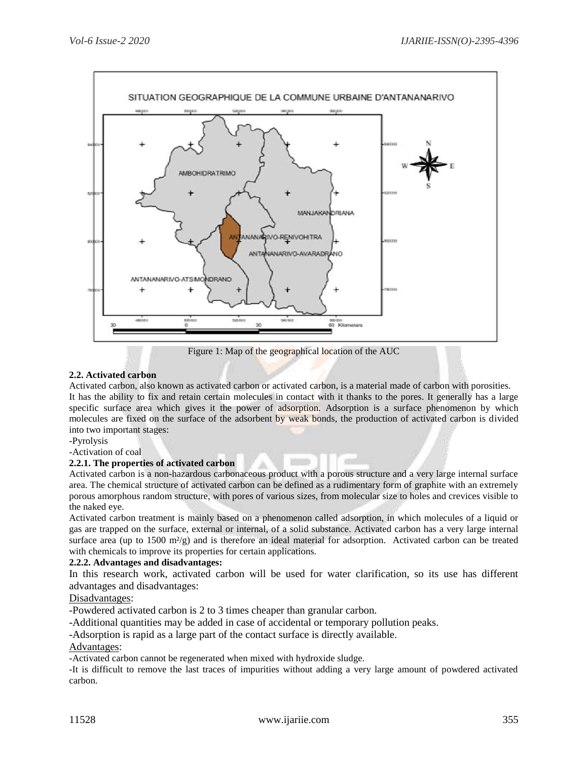Figure 1: Map of the geographical location of the AUC

### 2.2. Activated carbon

Activated carbon, also known as activated carbon or activated carbon, is a material made of carbon with porosities. It has the ability to fix and retain certain molecules in contact with it thanks to the pores. It generally has a large specific surface area which gives it the power of adsorption. Adsorption is a surface phenomenon by which molecules are fixed on the surface of the adsorbent by weak bonds, the production of activated carbon is divided into two important stages:

-Pyrolysis

-Activation of coal

#### 2.2.1. The properties of activated carbon

Activated carbon is a non-hazardous carbonaceous product with a porous structure and a very large internal surface area. The chemical structure of activated carbon can be defined as a rudimentary form of graphite with an extremely porous amorphous random structure, with pores of various sizes, from molecular size to holes and crevices visible to the naked eye.

Activated carbon treatment is mainly based on a phenomenon called adsorption, in which molecules of a liquid or gas are trapped on the surface, external or internal, of a solid substance. Activated carbon has a very large internal surface area (up to 1500 $m^2/g$) and is therefore an ideal material for adsorption. Activated carbon can be treated with chemicals to improve its properties for certain applications.

#### 2.2.2. Advantages and disadvantages:

In this research work, activated carbon will be used for water clarification, so its use has different advantages and disadvantages:

Disadvantages:

-Powdered activated carbon is 2 to 3 times cheaper than granular carbon.

-Additional quantities may be added in case of accidental or temporary pollution peaks.

-Adsorption is rapid as a large part of the contact surface is directly available.

Advantages:

-Activated carbon cannot be regenerated when mixed with hydroxide sludge.

-It is difficult to remove the last traces of impurities without adding a very large amount of powdered activated carbon.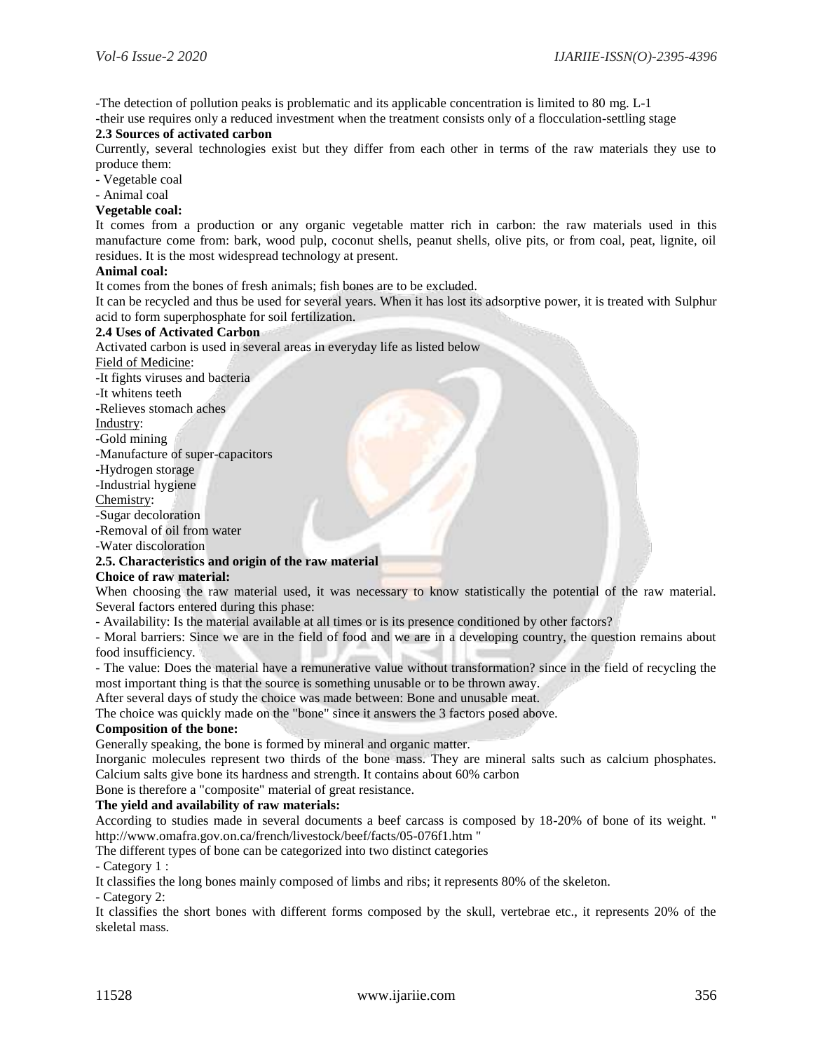-The detection of pollution peaks is problematic and its applicable concentration is limited to 80 mg. L-1

-their use requires only a reduced investment when the treatment consists only of a flocculation-settling stage

### 2.3 Sources of activated carbon

Currently, several technologies exist but they differ from each other in terms of the raw materials they use to produce them:

- Vegetable coal
- Animal coal

**Vegetable coal:**

It comes from a production or any organic vegetable matter rich in carbon: the raw materials used in this manufacture come from: bark, wood pulp, coconut shells, peanut shells, olive pits, or from coal, peat, lignite, oil residues. It is the most widespread technology at present.

**Animal coal:**

It comes from the bones of fresh animals; fish bones are to be excluded.

It can be recycled and thus be used for several years. When it has lost its adsorptive power, it is treated with Sulphur acid to form superphosphate for soil fertilization.

### 2.4 Uses of Activated Carbon

Activated carbon is used in several areas in everyday life as listed below

Field of Medicine:

-It fights viruses and bacteria

-It whitens teeth

-Relieves stomach aches

Industry:

-Gold mining

-Manufacture of super-capacitors

-Hydrogen storage

-Industrial hygiene

Chemistry:

-Sugar decoloration

-Removal of oil from water

-Water discoloration

### 2.5. Characteristics and origin of the raw material

**Choice of raw material:**

When choosing the raw material used, it was necessary to know statistically the potential of the raw material. Several factors entered during this phase:

- Availability: Is the material available at all times or is its presence conditioned by other factors?
- Moral barriers: Since we are in the field of food and we are in a developing country, the question remains about food insufficiency.
- The value: Does the material have a remunerative value without transformation? since in the field of recycling the most important thing is that the source is something unusable or to be thrown away.

After several days of study the choice was made between: Bone and unusable meat.

The choice was quickly made on the "bone" since it answers the 3 factors posed above.

**Composition of the bone:**

Generally speaking, the bone is formed by mineral and organic matter.

Inorganic molecules represent two thirds of the bone mass. They are mineral salts such as calcium phosphates. Calcium salts give bone its hardness and strength. It contains about 60% carbon

Bone is therefore a "composite" material of great resistance.

**The yield and availability of raw materials:**

According to studies made in several documents a beef carcass is composed by 18-20% of bone of its weight. " http://www.omafra.gov.on.ca/french/livestock/beef/facts/05-076f1.htm "

The different types of bone can be categorized into two distinct categories

- Category 1 :

It classifies the long bones mainly composed of limbs and ribs; it represents 80% of the skeleton.

- Category 2:

It classifies the short bones with different forms composed by the skull, vertebrae etc., it represents 20% of the skeletal mass.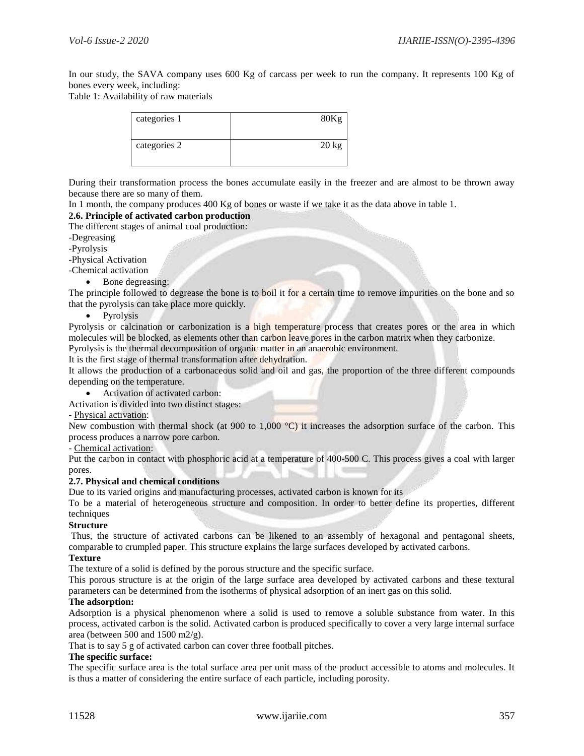In our study, the SAVA company uses 600 Kg of carcass per week to run the company. It represents 100 Kg of bones every week, including:

Table 1: Availability of raw materials

| categories 1 | 80Kg |
| --- | --- |
| categories 2 | 20 kg |

During their transformation process the bones accumulate easily in the freezer and are almost to be thrown away because there are so many of them.

In 1 month, the company produces 400 Kg of bones or waste if we take it as the data above in table 1.

**2.6. Principle of activated carbon production**

The different stages of animal coal production:

-Degreasing

-Pyrolysis

-Physical Activation

-Chemical activation

- Bone degreasing:

The principle followed to degrease the bone is to boil it for a certain time to remove impurities on the bone and so that the pyrolysis can take place more quickly.

- Pyrolysis

Pyrolysis or calcination or carbonization is a high temperature process that creates pores or the area in which molecules will be blocked, as elements other than carbon leave pores in the carbon matrix when they carbonize.

Pyrolysis is the thermal decomposition of organic matter in an anaerobic environment.

It is the first stage of thermal transformation after dehydration.

It allows the production of a carbonaceous solid and oil and gas, the proportion of the three different compounds depending on the temperature.

- Activation of activated carbon:

Activation is divided into two distinct stages:

- Physical activation:

New combustion with thermal shock (at 900 to 1,000 °C) it increases the adsorption surface of the carbon. This process produces a narrow pore carbon.

- Chemical activation:

Put the carbon in contact with phosphoric acid at a temperature of 400-500 C. This process gives a coal with larger pores.

**2.7. Physical and chemical conditions**

Due to its varied origins and manufacturing processes, activated carbon is known for its

To be a material of heterogeneous structure and composition. In order to better define its properties, different techniques

**Structure**

Thus, the structure of activated carbons can be likened to an assembly of hexagonal and pentagonal sheets, comparable to crumpled paper. This structure explains the large surfaces developed by activated carbons.

**Texture**

The texture of a solid is defined by the porous structure and the specific surface.

This porous structure is at the origin of the large surface area developed by activated carbons and these textural parameters can be determined from the isotherms of physical adsorption of an inert gas on this solid.

**The adsorption:**

Adsorption is a physical phenomenon where a solid is used to remove a soluble substance from water. In this process, activated carbon is the solid. Activated carbon is produced specifically to cover a very large internal surface area (between 500 and 1500 $m2/g$).

That is to say 5 g of activated carbon can cover three football pitches.

**The specific surface:**

The specific surface area is the total surface area per unit mass of the product accessible to atoms and molecules. It is thus a matter of considering the entire surface of each particle, including porosity.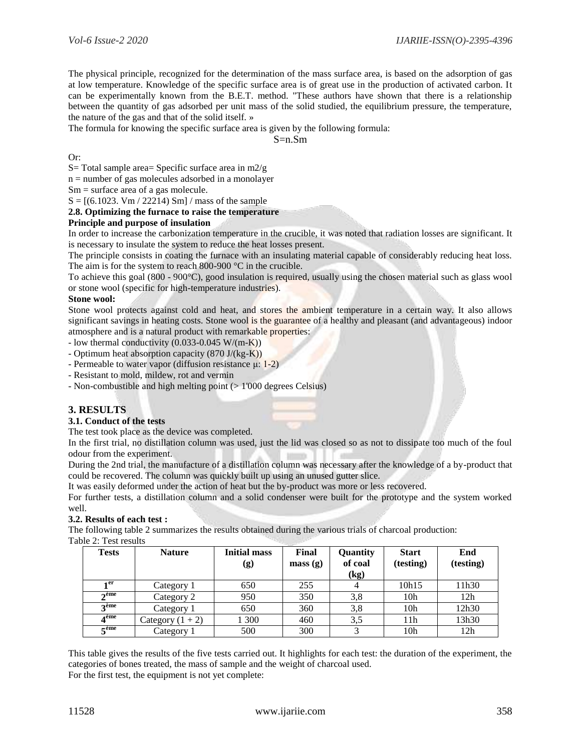The physical principle, recognized for the determination of the mass surface area, is based on the adsorption of gas at low temperature. Knowledge of the specific surface area is of great use in the production of activated carbon. It can be experimentally known from the B.E.T. method. "These authors have shown that there is a relationship between the quantity of gas adsorbed per unit mass of the solid studied, the equilibrium pressure, the temperature, the nature of the gas and that of the solid itself. »

The formula for knowing the specific surface area is given by the following formula:

$$S=n.Sm$$

Or:

S= Total sample area= Specific surface area in m2/g

n = number of gas molecules adsorbed in a monolayer

Sm = surface area of a gas molecule.

S = [(6.1023. Vm / 22214) Sm] / mass of the sample

**2.8. Optimizing the furnace to raise the temperature**

**Principle and purpose of insulation**

In order to increase the carbonization temperature in the crucible, it was noted that radiation losses are significant. It is necessary to insulate the system to reduce the heat losses present.

The principle consists in coating the furnace with an insulating material capable of considerably reducing heat loss. The aim is for the system to reach 800-900 °C in the crucible.

To achieve this goal (800 - 900°C), good insulation is required, usually using the chosen material such as glass wool or stone wool (specific for high-temperature industries).

**Stone wool:**

Stone wool protects against cold and heat, and stores the ambient temperature in a certain way. It also allows significant savings in heating costs. Stone wool is the guarantee of a healthy and pleasant (and advantageous) indoor atmosphere and is a natural product with remarkable properties:

- low thermal conductivity (0.033-0.045 W/(m-K))
- Optimum heat absorption capacity (870 J/(kg-K))
- Permeable to water vapor (diffusion resistance μ: 1-2)
- Resistant to mold, mildew, rot and vermin
- Non-combustible and high melting point (> 1'000 degrees Celsius)

## 3. RESULTS

**3.1. Conduct of the tests**

The test took place as the device was completed.

In the first trial, no distillation column was used, just the lid was closed so as not to dissipate too much of the foul odour from the experiment.

During the 2nd trial, the manufacture of a distillation column was necessary after the knowledge of a by-product that could be recovered. The column was quickly built up using an unused gutter slice.

It was easily deformed under the action of heat but the by-product was more or less recovered.

For further tests, a distillation column and a solid condenser were built for the prototype and the system worked well.

**3.2. Results of each test :**

The following table 2 summarizes the results obtained during the various trials of charcoal production:

Table 2: Test results

| Tests | Nature | Initial mass (g) | Final mass (g) | Quantity of coal (kg) | Start (testing) | End (testing) |
|---|---|---|---|---|---|---|
| 1er | Category 1 | 650 | 255 | 4 | 10h15 | 11h30 |
| 2ème | Category 2 | 950 | 350 | 3,8 | 10h | 12h |
| 3ème | Category 1 | 650 | 360 | 3,8 | 10h | 12h30 |
| 4ème | Category (1 + 2) | 1 300 | 460 | 3,5 | 11h | 13h30 |
| 5ème | Category 1 | 500 | 300 | 3 | 10h | 12h |

This table gives the results of the five tests carried out. It highlights for each test: the duration of the experiment, the categories of bones treated, the mass of sample and the weight of charcoal used.

For the first test, the equipment is not yet complete: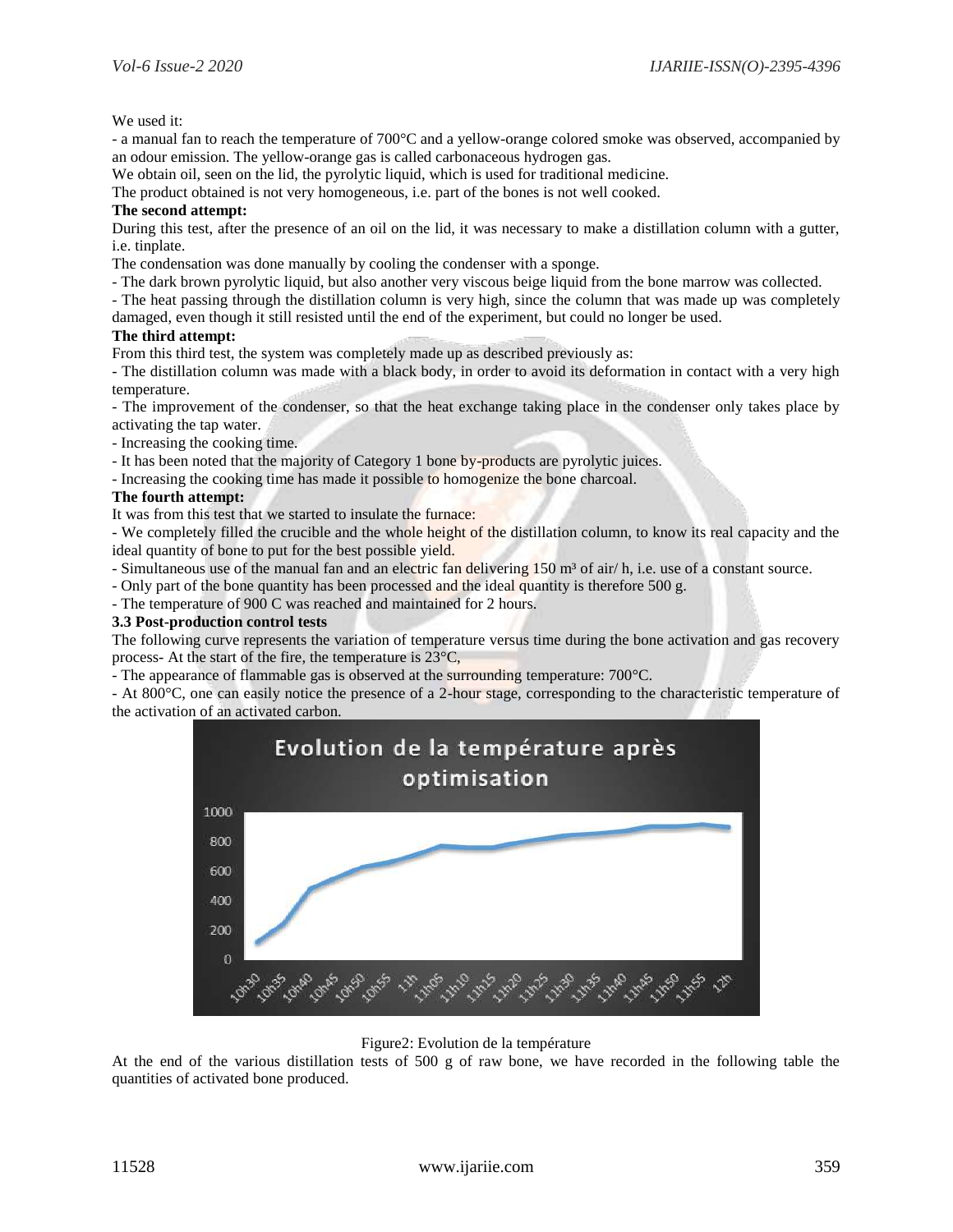We used it:

- a manual fan to reach the temperature of 700°C and a yellow-orange colored smoke was observed, accompanied by an odour emission. The yellow-orange gas is called carbonaceous hydrogen gas.

We obtain oil, seen on the lid, the pyrolytic liquid, which is used for traditional medicine.

The product obtained is not very homogeneous, i.e. part of the bones is not well cooked.

**The second attempt:**

During this test, after the presence of an oil on the lid, it was necessary to make a distillation column with a gutter, i.e. tinplate.

The condensation was done manually by cooling the condenser with a sponge.

- The dark brown pyrolytic liquid, but also another very viscous beige liquid from the bone marrow was collected.
- The heat passing through the distillation column is very high, since the column that was made up was completely damaged, even though it still resisted until the end of the experiment, but could no longer be used.

**The third attempt:**

From this third test, the system was completely made up as described previously as:

- The distillation column was made with a black body, in order to avoid its deformation in contact with a very high temperature.
- The improvement of the condenser, so that the heat exchange taking place in the condenser only takes place by activating the tap water.
- Increasing the cooking time.
- It has been noted that the majority of Category 1 bone by-products are pyrolytic juices.
- Increasing the cooking time has made it possible to homogenize the bone charcoal.

**The fourth attempt:**

It was from this test that we started to insulate the furnace:

- We completely filled the crucible and the whole height of the distillation column, to know its real capacity and the ideal quantity of bone to put for the best possible yield.
- Simultaneous use of the manual fan and an electric fan delivering 150 m³ of air/ h, i.e. use of a constant source.
- Only part of the bone quantity has been processed and the ideal quantity is therefore 500 g.
- The temperature of 900 C was reached and maintained for 2 hours.

**3.3 Post-production control tests**

The following curve represents the variation of temperature versus time during the bone activation and gas recovery process- At the start of the fire, the temperature is 23°C,

- The appearance of flammable gas is observed at the surrounding temperature: 700°C.
- At 800°C, one can easily notice the presence of a 2-hour stage, corresponding to the characteristic temperature of the activation of an activated carbon.

Figure2: Evolution de la température

At the end of the various distillation tests of 500 g of raw bone, we have recorded in the following table the quantities of activated bone produced.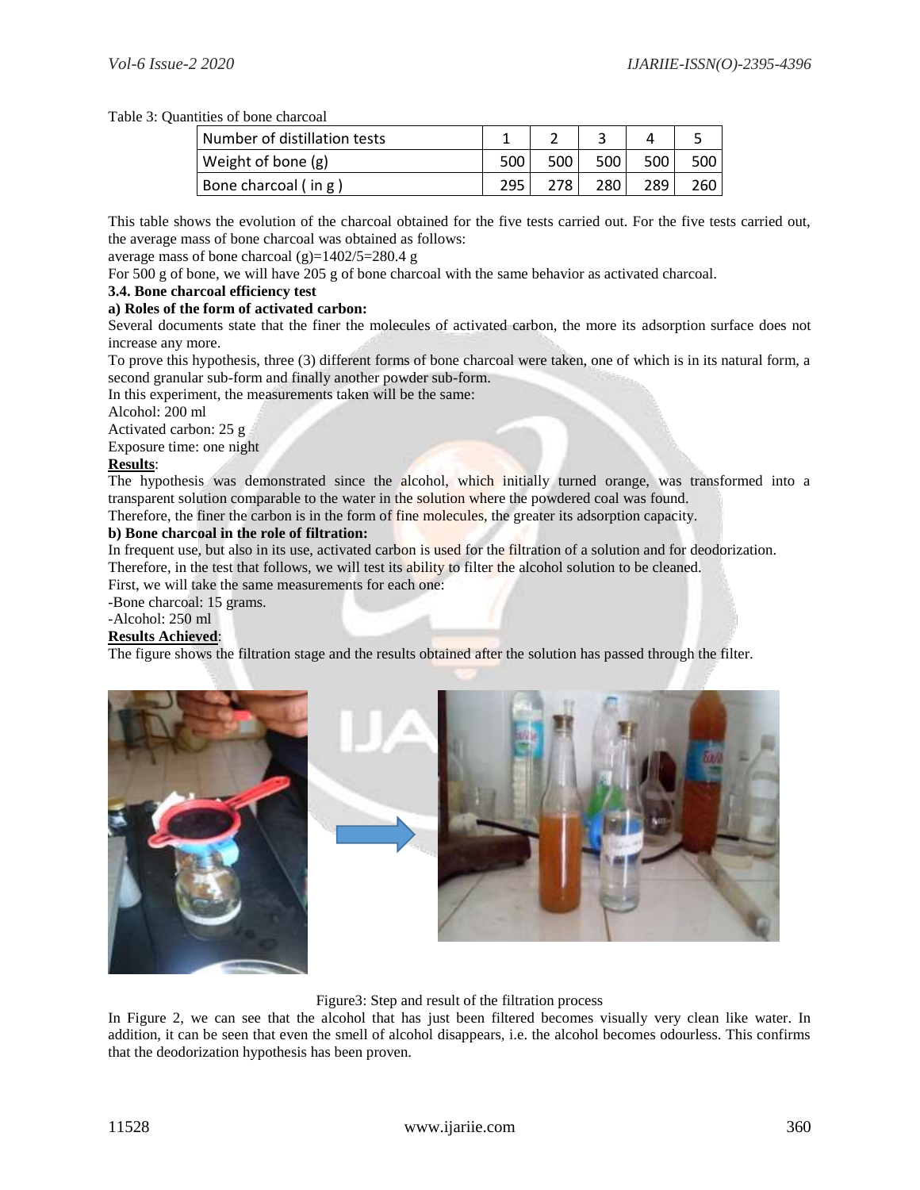Table 3: Quantities of bone charcoal

| Number of distillation tests | 1 | 2 | 3 | 4 | 5 |
|---|---|---|---|---|---|
| Weight of bone (g) | 500 | 500 | 500 | 500 | 500 |
| Bone charcoal ( in g ) | 295 | 278 | 280 | 289 | 260 |

This table shows the evolution of the charcoal obtained for the five tests carried out. For the five tests carried out, the average mass of bone charcoal was obtained as follows:

average mass of bone charcoal (g)=1402/5=280.4 g

For 500 g of bone, we will have 205 g of bone charcoal with the same behavior as activated charcoal.

### 3.4. Bone charcoal efficiency test

#### a) Roles of the form of activated carbon:

Several documents state that the finer the molecules of activated carbon, the more its adsorption surface does not increase any more.

To prove this hypothesis, three (3) different forms of bone charcoal were taken, one of which is in its natural form, a second granular sub-form and finally another powder sub-form.

In this experiment, the measurements taken will be the same:

Alcohol: 200 ml

Activated carbon: 25 g

Exposure time: one night

**Results**:

The hypothesis was demonstrated since the alcohol, which initially turned orange, was transformed into a transparent solution comparable to the water in the solution where the powdered coal was found.

Therefore, the finer the carbon is in the form of fine molecules, the greater its adsorption capacity.

#### b) Bone charcoal in the role of filtration:

In frequent use, but also in its use, activated carbon is used for the filtration of a solution and for deodorization.

Therefore, in the test that follows, we will test its ability to filter the alcohol solution to be cleaned.

First, we will take the same measurements for each one:

-Bone charcoal: 15 grams.

-Alcohol: 250 ml

**Results Achieved**:

The figure shows the filtration stage and the results obtained after the solution has passed through the filter.

Figure3: Step and result of the filtration process

In Figure 2, we can see that the alcohol that has just been filtered becomes visually very clean like water. In addition, it can be seen that even the smell of alcohol disappears, i.e. the alcohol becomes odourless. This confirms that the deodorization hypothesis has been proven.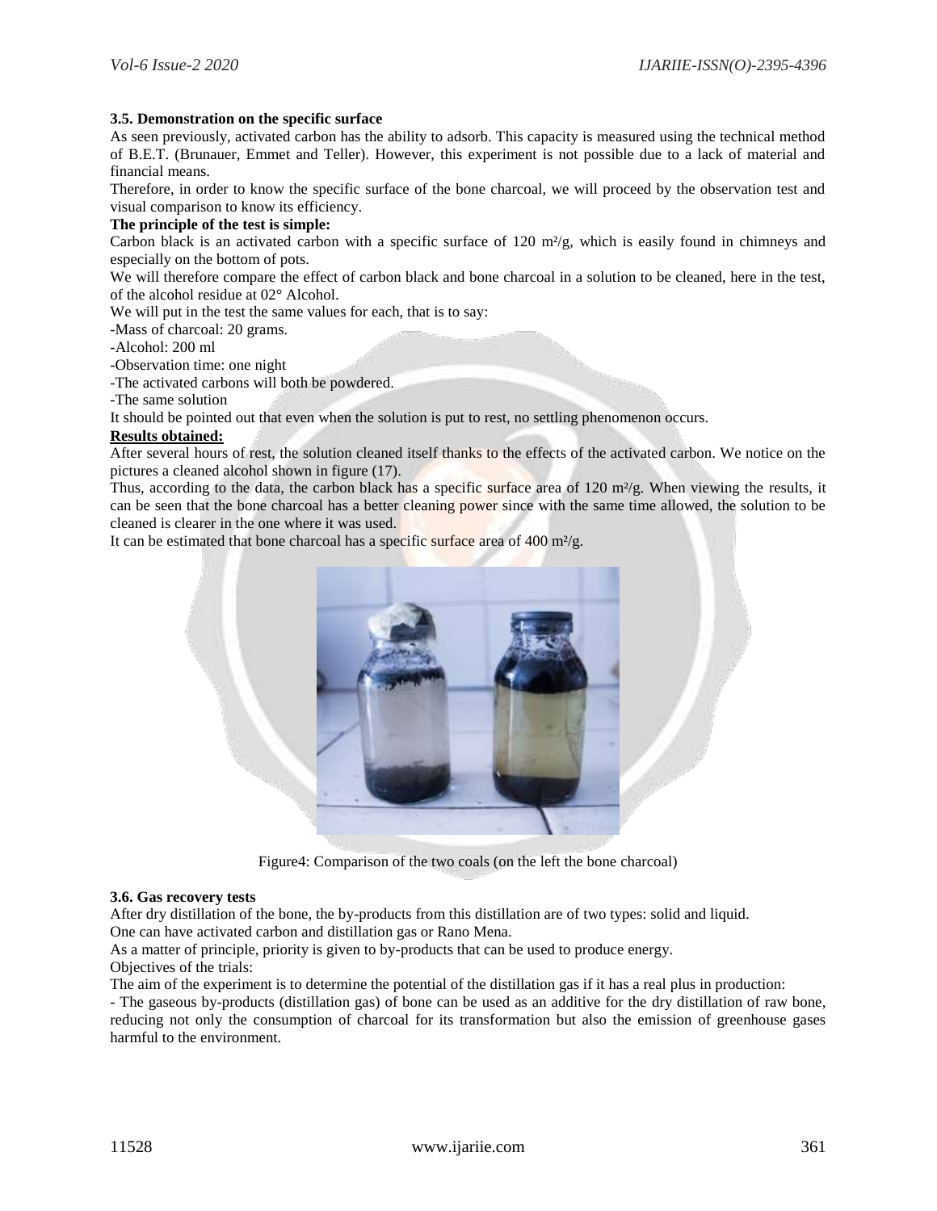**3.5. Demonstration on the specific surface**

As seen previously, activated carbon has the ability to adsorb. This capacity is measured using the technical method of B.E.T. (Brunauer, Emmet and Teller). However, this experiment is not possible due to a lack of material and financial means.

Therefore, in order to know the specific surface of the bone charcoal, we will proceed by the observation test and visual comparison to know its efficiency.

**The principle of the test is simple:**

Carbon black is an activated carbon with a specific surface of 120 m²/g, which is easily found in chimneys and especially on the bottom of pots.

We will therefore compare the effect of carbon black and bone charcoal in a solution to be cleaned, here in the test, of the alcohol residue at 02° Alcohol.

We will put in the test the same values for each, that is to say:

-Mass of charcoal: 20 grams.

-Alcohol: 200 ml

-Observation time: one night

-The activated carbons will both be powdered.

-The same solution

It should be pointed out that even when the solution is put to rest, no settling phenomenon occurs.

**Results obtained:**

After several hours of rest, the solution cleaned itself thanks to the effects of the activated carbon. We notice on the pictures a cleaned alcohol shown in figure (17).

Thus, according to the data, the carbon black has a specific surface area of 120 m²/g. When viewing the results, it can be seen that the bone charcoal has a better cleaning power since with the same time allowed, the solution to be cleaned is clearer in the one where it was used.

It can be estimated that bone charcoal has a specific surface area of 400 m²/g.

Figure4: Comparison of the two coals (on the left the bone charcoal)

**3.6. Gas recovery tests**

After dry distillation of the bone, the by-products from this distillation are of two types: solid and liquid.

One can have activated carbon and distillation gas or Rano Mena.

As a matter of principle, priority is given to by-products that can be used to produce energy.

Objectives of the trials:

The aim of the experiment is to determine the potential of the distillation gas if it has a real plus in production:

- The gaseous by-products (distillation gas) of bone can be used as an additive for the dry distillation of raw bone, reducing not only the consumption of charcoal for its transformation but also the emission of greenhouse gases harmful to the environment.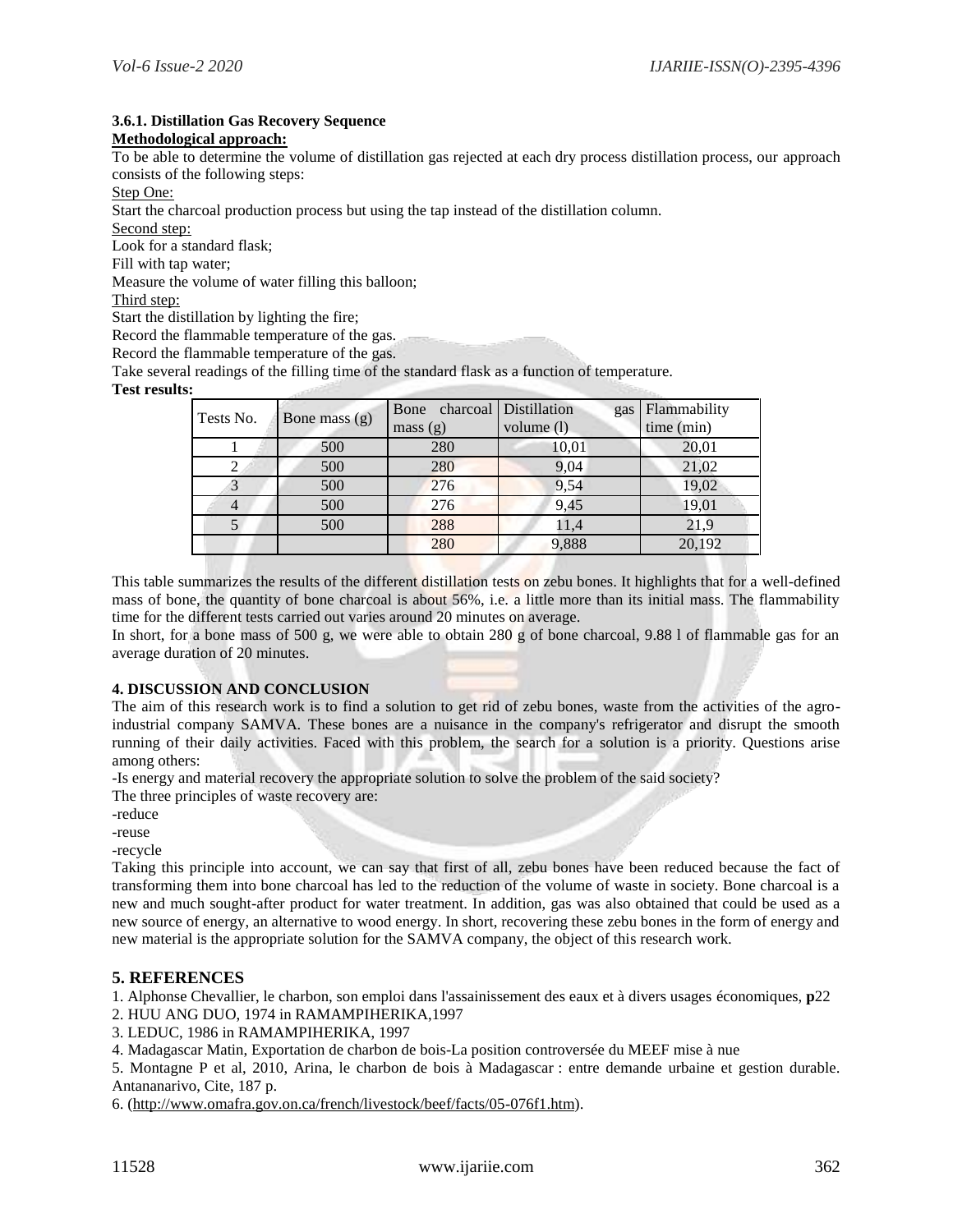#### 3.6.1. Distillation Gas Recovery Sequence

**Methodological approach:**

To be able to determine the volume of distillation gas rejected at each dry process distillation process, our approach consists of the following steps:

Step One:

Start the charcoal production process but using the tap instead of the distillation column.

Second step:

Look for a standard flask;

Fill with tap water;

Measure the volume of water filling this balloon;

Third step:

Start the distillation by lighting the fire;

Record the flammable temperature of the gas.

Record the flammable temperature of the gas.

Take several readings of the filling time of the standard flask as a function of temperature.

**Test results:**

| Tests No. | Bone mass (g) | Bone charcoal mass (g) | Distillation gas volume (l) | Flammability time (min) |
|---|---|---|---|---|
| 1 | 500 | 280 | 10,01 | 20,01 |
| 2 | 500 | 280 | 9,04 | 21,02 |
| 3 | 500 | 276 | 9,54 | 19,02 |
| 4 | 500 | 276 | 9,45 | 19,01 |
| 5 | 500 | 288 | 11,4 | 21,9 |
| | | 280 | 9,888 | 20,192 |

This table summarizes the results of the different distillation tests on zebu bones. It highlights that for a well-defined mass of bone, the quantity of bone charcoal is about 56%, i.e. a little more than its initial mass. The flammability time for the different tests carried out varies around 20 minutes on average.

In short, for a bone mass of 500 g, we were able to obtain 280 g of bone charcoal, 9.88 l of flammable gas for an average duration of 20 minutes.

## 4. DISCUSSION AND CONCLUSION

The aim of this research work is to find a solution to get rid of zebu bones, waste from the activities of the agro-industrial company SAMVA. These bones are a nuisance in the company's refrigerator and disrupt the smooth running of their daily activities. Faced with this problem, the search for a solution is a priority. Questions arise among others:

-Is energy and material recovery the appropriate solution to solve the problem of the said society?

The three principles of waste recovery are:

-reduce

-reuse

-recycle

Taking this principle into account, we can say that first of all, zebu bones have been reduced because the fact of transforming them into bone charcoal has led to the reduction of the volume of waste in society. Bone charcoal is a new and much sought-after product for water treatment. In addition, gas was also obtained that could be used as a new source of energy, an alternative to wood energy. In short, recovering these zebu bones in the form of energy and new material is the appropriate solution for the SAMVA company, the object of this research work.

## 5. REFERENCES

1. Alphonse Chevallier, le charbon, son emploi dans l'assainissement des eaux et à divers usages économiques, **p**22
2. HUU ANG DUO, 1974 in RAMAMPIHERIKA,1997
3. LEDUC, 1986 in RAMAMPIHERIKA, 1997
4. Madagascar Matin, Exportation de charbon de bois-La position controversée du MEEF mise à nue
5. Montagne P et al, 2010, Arina, le charbon de bois à Madagascar : entre demande urbaine et gestion durable. Antananarivo, Cite, 187 p.
6. (http://www.omafra.gov.on.ca/french/livestock/beef/facts/05-076f1.htm).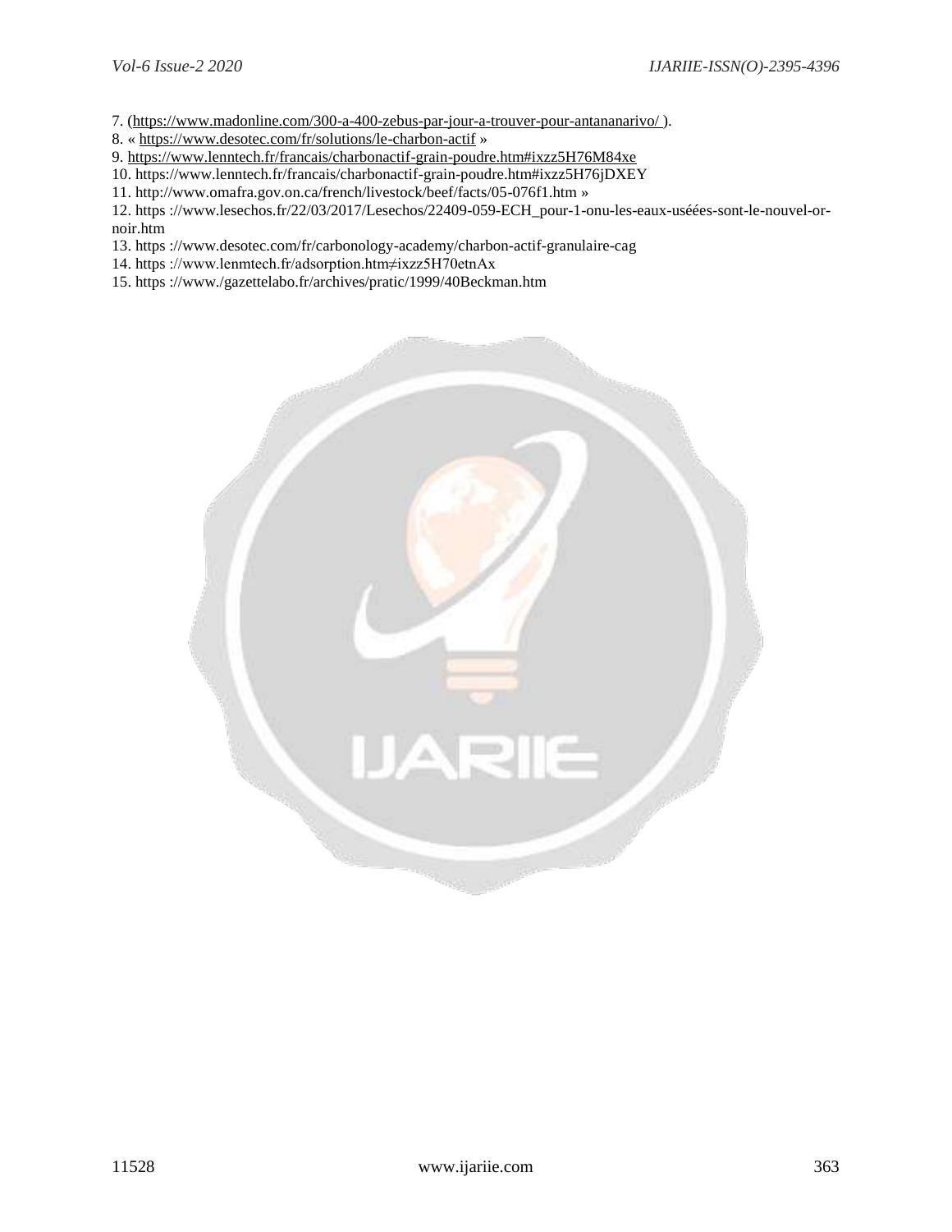7. (https://www.madonline.com/300-a-400-zebus-par-jour-a-trouver-pour-antananarivo/ ).

8. « https://www.desotec.com/fr/solutions/le-charbon-actif »

9. https://www.lenntech.fr/francais/charbonactif-grain-poudre.htm#ixzz5H76M84xe

10. https://www.lenntech.fr/francais/charbonactif-grain-poudre.htm#ixzz5H76jDXEY

11. http://www.omafra.gov.on.ca/french/livestock/beef/facts/05-076f1.htm »

12. https ://www.lesechos.fr/22/03/2017/Lesechos/22409-059-ECH_pour-1-onu-les-eaux-uséées-sont-le-nouvel-or-noir.htm

13. https ://www.desotec.com/fr/carbonology-academy/charbon-actif-granulaire-cag

14. https ://www.lenmtech.fr/adsorption.htm≠ixzz5H70etnAx

15. https ://www./gazettelabo.fr/archives/pratic/1999/40Beckman.htm